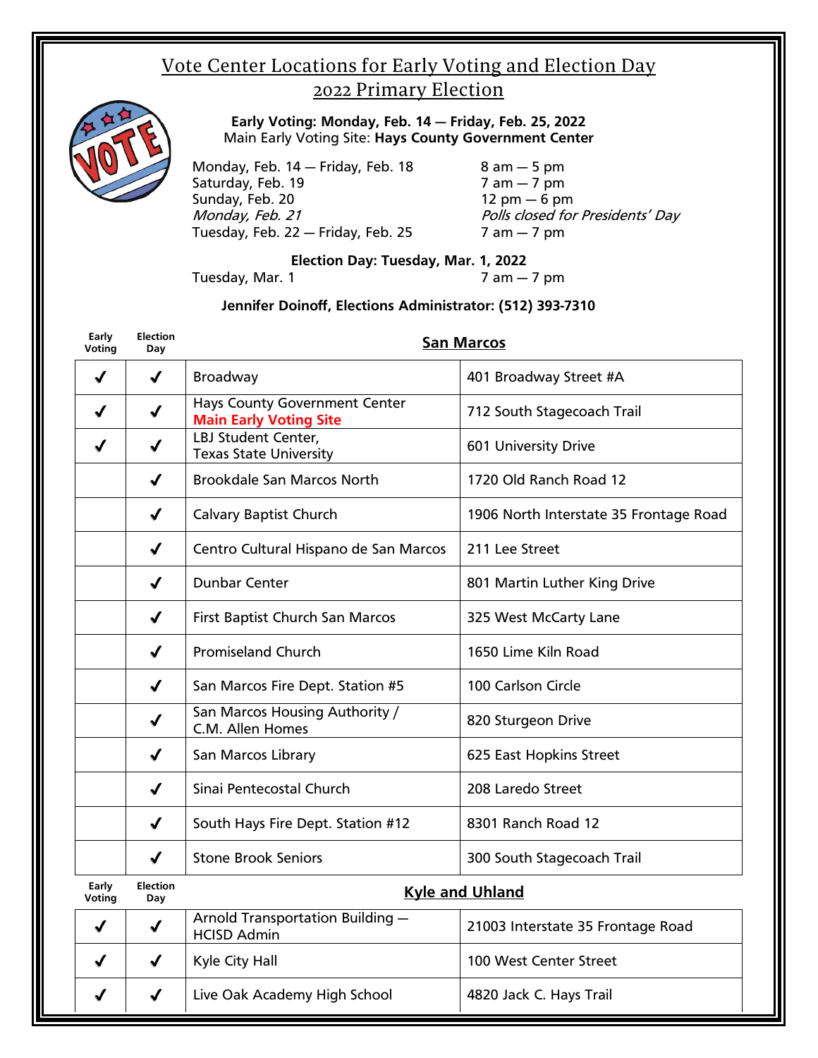# Vote Center Locations for Early Voting and Election Day
## 2022 Primary Election

**Early Voting: Monday, Feb. 14 — Friday, Feb. 25, 2022**
Main Early Voting Site: **Hays County Government Center**

| | |
|---|---|
| Monday, Feb. 14 — Friday, Feb. 18 | 8 am — 5 pm |
| Saturday, Feb. 19 | 7 am — 7 pm |
| Sunday, Feb. 20 | 12 pm — 6 pm |
| *Monday, Feb. 21* | *Polls closed for Presidents' Day* |
| Tuesday, Feb. 22 — Friday, Feb. 25 | 7 am — 7 pm |

**Election Day: Tuesday, Mar. 1, 2022**

| | |
|---|---|
| Tuesday, Mar. 1 | 7 am — 7 pm |

**Jennifer Doinoff, Elections Administrator: (512) 393-7310**

### San Marcos

| Early Voting | Election Day | Location | Address |
|---|---|---|---|
| ✓ | ✓ | Broadway | 401 Broadway Street #A |
| ✓ | ✓ | Hays County Government Center **Main Early Voting Site** | 712 South Stagecoach Trail |
| ✓ | ✓ | LBJ Student Center, Texas State University | 601 University Drive |
| | ✓ | Brookdale San Marcos North | 1720 Old Ranch Road 12 |
| | ✓ | Calvary Baptist Church | 1906 North Interstate 35 Frontage Road |
| | ✓ | Centro Cultural Hispano de San Marcos | 211 Lee Street |
| | ✓ | Dunbar Center | 801 Martin Luther King Drive |
| | ✓ | First Baptist Church San Marcos | 325 West McCarty Lane |
| | ✓ | Promiseland Church | 1650 Lime Kiln Road |
| | ✓ | San Marcos Fire Dept. Station #5 | 100 Carlson Circle |
| | ✓ | San Marcos Housing Authority / C.M. Allen Homes | 820 Sturgeon Drive |
| | ✓ | San Marcos Library | 625 East Hopkins Street |
| | ✓ | Sinai Pentecostal Church | 208 Laredo Street |
| | ✓ | South Hays Fire Dept. Station #12 | 8301 Ranch Road 12 |
| | ✓ | Stone Brook Seniors | 300 South Stagecoach Trail |

### Kyle and Uhland

| Early Voting | Election Day | Location | Address |
|---|---|---|---|
| ✓ | ✓ | Arnold Transportation Building — HCISD Admin | 21003 Interstate 35 Frontage Road |
| ✓ | ✓ | Kyle City Hall | 100 West Center Street |
| ✓ | ✓ | Live Oak Academy High School | 4820 Jack C. Hays Trail |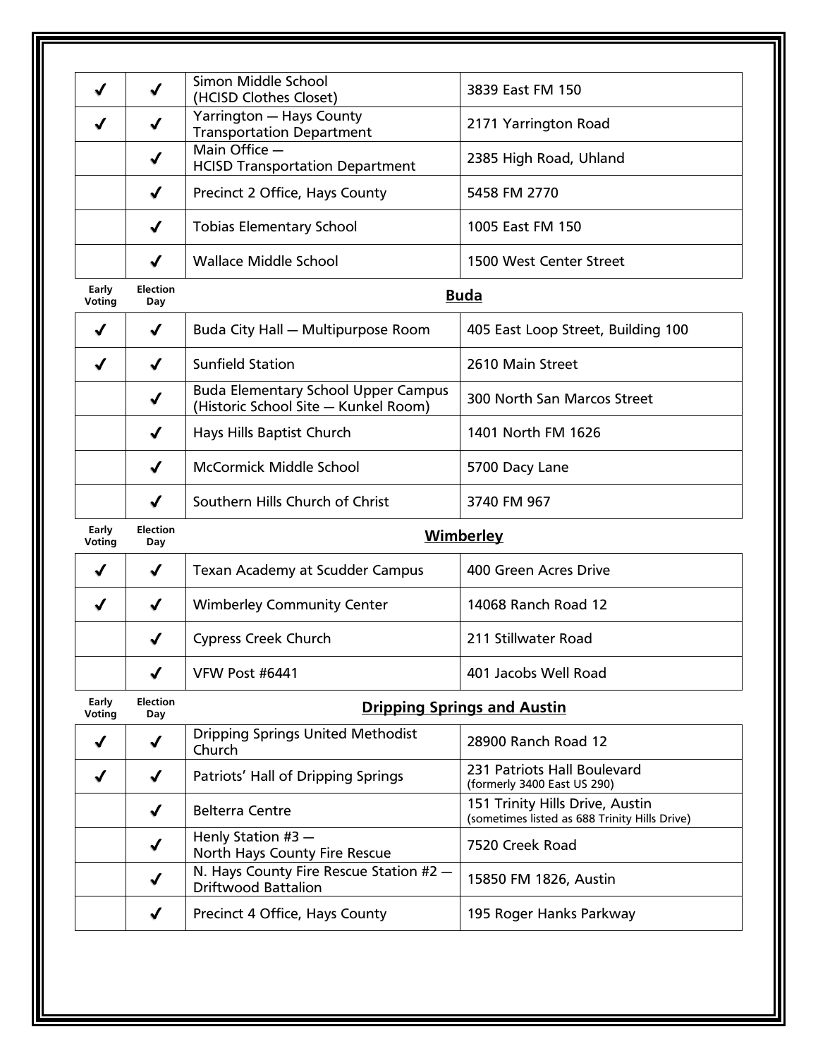| | | | |
|---|---|---|---|
| ✓ | ✓ | Simon Middle School (HCISD Clothes Closet) | 3839 East FM 150 |
| ✓ | ✓ | Yarrington — Hays County Transportation Department | 2171 Yarrington Road |
| | ✓ | Main Office — HCISD Transportation Department | 2385 High Road, Uhland |
| | ✓ | Precinct 2 Office, Hays County | 5458 FM 2770 |
| | ✓ | Tobias Elementary School | 1005 East FM 150 |
| | ✓ | Wallace Middle School | 1500 West Center Street |

| Early Voting | Election Day | **Buda** | |
|---|---|---|---|
| ✓ | ✓ | Buda City Hall — Multipurpose Room | 405 East Loop Street, Building 100 |
| ✓ | ✓ | Sunfield Station | 2610 Main Street |
| | ✓ | Buda Elementary School Upper Campus (Historic School Site — Kunkel Room) | 300 North San Marcos Street |
| | ✓ | Hays Hills Baptist Church | 1401 North FM 1626 |
| | ✓ | McCormick Middle School | 5700 Dacy Lane |
| | ✓ | Southern Hills Church of Christ | 3740 FM 967 |

| Early Voting | Election Day | **Wimberley** | |
|---|---|---|---|
| ✓ | ✓ | Texan Academy at Scudder Campus | 400 Green Acres Drive |
| ✓ | ✓ | Wimberley Community Center | 14068 Ranch Road 12 |
| | ✓ | Cypress Creek Church | 211 Stillwater Road |
| | ✓ | VFW Post #6441 | 401 Jacobs Well Road |

| Early Voting | Election Day | **Dripping Springs and Austin** | |
|---|---|---|---|
| ✓ | ✓ | Dripping Springs United Methodist Church | 28900 Ranch Road 12 |
| ✓ | ✓ | Patriots' Hall of Dripping Springs | 231 Patriots Hall Boulevard (formerly 3400 East US 290) |
| | ✓ | Belterra Centre | 151 Trinity Hills Drive, Austin (sometimes listed as 688 Trinity Hills Drive) |
| | ✓ | Henly Station #3 — North Hays County Fire Rescue | 7520 Creek Road |
| | ✓ | N. Hays County Fire Rescue Station #2 — Driftwood Battalion | 15850 FM 1826, Austin |
| | ✓ | Precinct 4 Office, Hays County | 195 Roger Hanks Parkway |